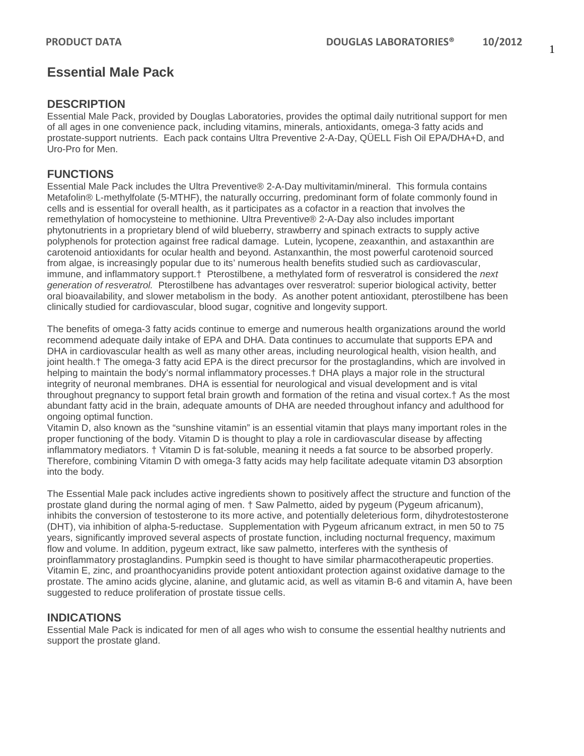# Essential Male Pack

## DESCRIPTION

Essential Male Pack, provided by Douglas Laboratories, provides the optimal daily nutritional support for men of all ages in one convenience pack, including vitamins, minerals, antioxidants, omega-3 fatty acids and prostate-support nutrients. Each pack contains Ultra Preventive 2-A-Day, QÜELL Fish Oil EPA/DHA+D, and Uro-Pro for Men.

## FUNCTIONS

Essential Male Pack includes the Ultra Preventive® 2-A-Day multivitamin/mineral. This formula contains Metafolin® L-methylfolate (5-MTHF), the naturally occurring, predominant form of folate commonly found in cells and is essential for overall health, as it participates as a cofactor in a reaction that involves the remethylation of homocysteine to methionine. Ultra Preventive® 2-A-Day also includes important phytonutrients in a proprietary blend of wild blueberry, strawberry and spinach extracts to supply active polyphenols for protection against free radical damage. Lutein, lycopene, zeaxanthin, and astaxanthin are carotenoid antioxidants for ocular health and beyond. Astanxanthin, the most powerful carotenoid sourced from algae, is increasingly popular due to its' numerous health benefits studied such as cardiovascular, immune, and inflammatory support.† Pterostilbene, a methylated form of resveratrol is considered the *next generation of resveratrol.* Pterostilbene has advantages over resveratrol: superior biological activity, better oral bioavailability, and slower metabolism in the body. As another potent antioxidant, pterostilbene has been clinically studied for cardiovascular, blood sugar, cognitive and longevity support.

The benefits of omega-3 fatty acids continue to emerge and numerous health organizations around the world recommend adequate daily intake of EPA and DHA. Data continues to accumulate that supports EPA and DHA in cardiovascular health as well as many other areas, including neurological health, vision health, and joint health.† The omega-3 fatty acid EPA is the direct precursor for the prostaglandins, which are involved in helping to maintain the body's normal inflammatory processes.† DHA plays a major role in the structural integrity of neuronal membranes. DHA is essential for neurological and visual development and is vital throughout pregnancy to support fetal brain growth and formation of the retina and visual cortex.† As the most abundant fatty acid in the brain, adequate amounts of DHA are needed throughout infancy and adulthood for ongoing optimal function.

Vitamin D, also known as the "sunshine vitamin" is an essential vitamin that plays many important roles in the proper functioning of the body. Vitamin D is thought to play a role in cardiovascular disease by affecting inflammatory mediators. † Vitamin D is fat-soluble, meaning it needs a fat source to be absorbed properly. Therefore, combining Vitamin D with omega-3 fatty acids may help facilitate adequate vitamin D3 absorption into the body.

The Essential Male pack includes active ingredients shown to positively affect the structure and function of the prostate gland during the normal aging of men. † Saw Palmetto, aided by pygeum (Pygeum africanum), inhibits the conversion of testosterone to its more active, and potentially deleterious form, dihydrotestosterone (DHT), via inhibition of alpha-5-reductase. Supplementation with Pygeum africanum extract, in men 50 to 75 years, significantly improved several aspects of prostate function, including nocturnal frequency, maximum flow and volume. In addition, pygeum extract, like saw palmetto, interferes with the synthesis of proinflammatory prostaglandins. Pumpkin seed is thought to have similar pharmacotherapeutic properties. Vitamin E, zinc, and proanthocyanidins provide potent antioxidant protection against oxidative damage to the prostate. The amino acids glycine, alanine, and glutamic acid, as well as vitamin B-6 and vitamin A, have been suggested to reduce proliferation of prostate tissue cells.

## INDICATIONS

Essential Male Pack is indicated for men of all ages who wish to consume the essential healthy nutrients and support the prostate gland.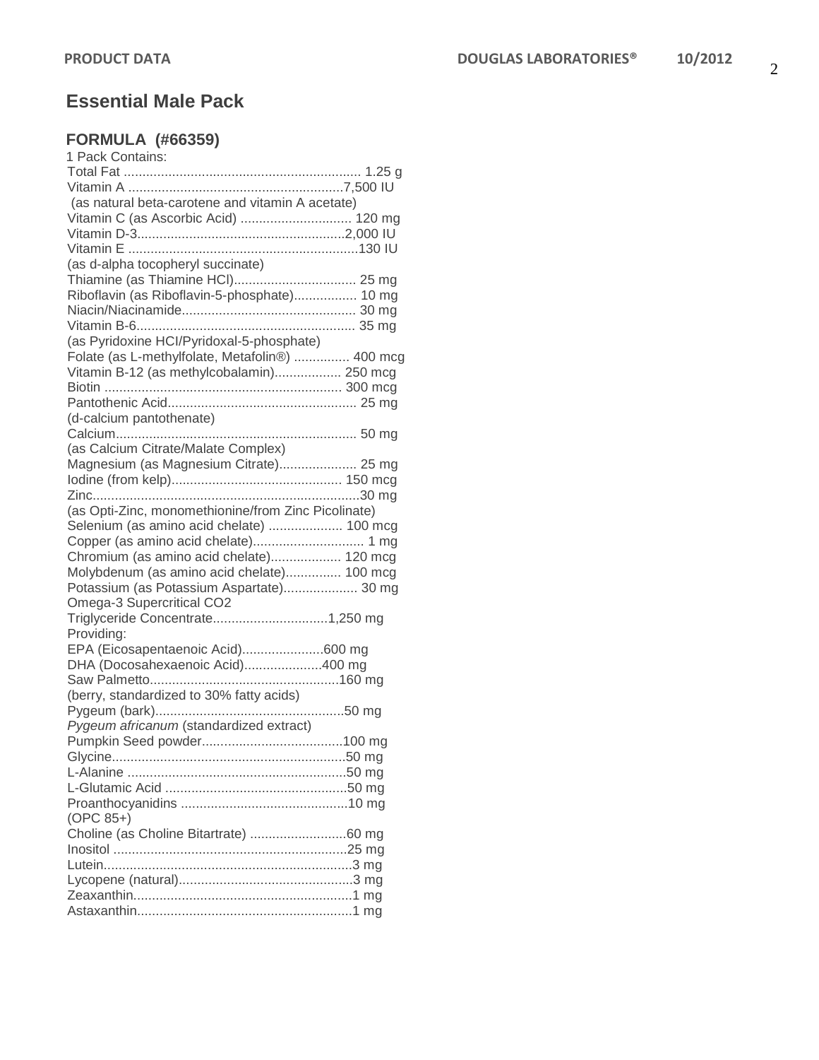# Essential Male Pack

## FORMULA (#66359)

1 Pack Contains:

| Ingredient | Amount |
|---|---|
| Total Fat | 1.25 g |
| Vitamin A (as natural beta-carotene and vitamin A acetate) | 7,500 IU |
| Vitamin C (as Ascorbic Acid) | 120 mg |
| Vitamin D-3 | 2,000 IU |
| Vitamin E (as d-alpha tocopheryl succinate) | 130 IU |
| Thiamine (as Thiamine HCl) | 25 mg |
| Riboflavin (as Riboflavin-5-phosphate) | 10 mg |
| Niacin/Niacinamide | 30 mg |
| Vitamin B-6 (as Pyridoxine HCI/Pyridoxal-5-phosphate) | 35 mg |
| Folate (as L-methylfolate, Metafolin®) | 400 mcg |
| Vitamin B-12 (as methylcobalamin) | 250 mcg |
| Biotin | 300 mcg |
| Pantothenic Acid (d-calcium pantothenate) | 25 mg |
| Calcium (as Calcium Citrate/Malate Complex) | 50 mg |
| Magnesium (as Magnesium Citrate) | 25 mg |
| Iodine (from kelp) | 150 mcg |
| Zinc (as Opti-Zinc, monomethionine/from Zinc Picolinate) | 30 mg |
| Selenium (as amino acid chelate) | 100 mcg |
| Copper (as amino acid chelate) | 1 mg |
| Chromium (as amino acid chelate) | 120 mcg |
| Molybdenum (as amino acid chelate) | 100 mcg |
| Potassium (as Potassium Aspartate) | 30 mg |
| Omega-3 Supercritical CO2 Triglyceride Concentrate | 1,250 mg |
| Providing: | |
| EPA (Eicosapentaenoic Acid) | 600 mg |
| DHA (Docosahexaenoic Acid) | 400 mg |
| Saw Palmetto (berry, standardized to 30% fatty acids) | 160 mg |
| Pygeum (bark) *Pygeum africanum* (standardized extract) | 50 mg |
| Pumpkin Seed powder | 100 mg |
| Glycine | 50 mg |
| L-Alanine | 50 mg |
| L-Glutamic Acid | 50 mg |
| Proanthocyanidins (OPC 85+) | 10 mg |
| Choline (as Choline Bitartrate) | 60 mg |
| Inositol | 25 mg |
| Lutein | 3 mg |
| Lycopene (natural) | 3 mg |
| Zeaxanthin | 1 mg |
| Astaxanthin | 1 mg |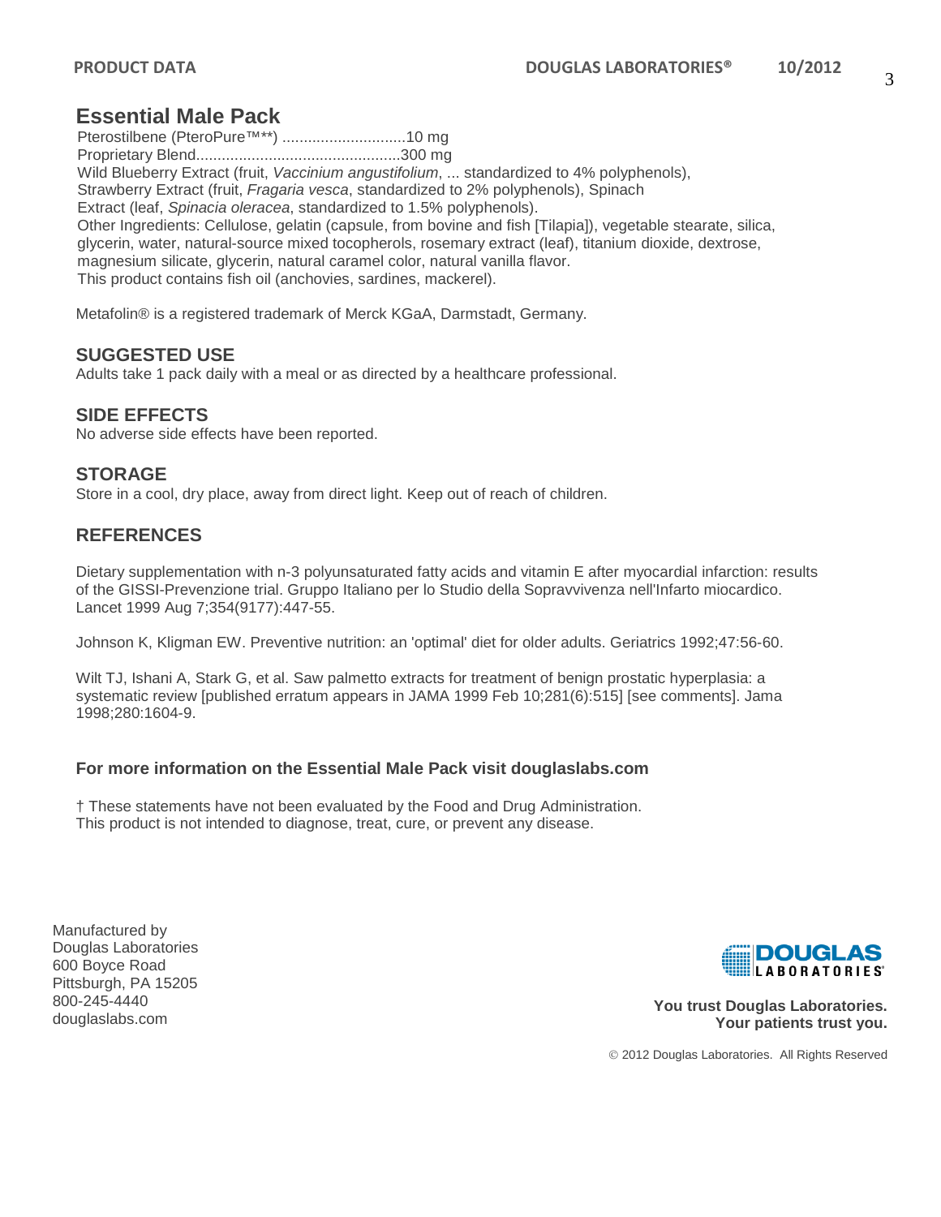## Essential Male Pack

Pterostilbene (PteroPure™**) ............................10 mg
Proprietary Blend................................................300 mg
Wild Blueberry Extract (fruit, *Vaccinium angustifolium*, ... standardized to 4% polyphenols), Strawberry Extract (fruit, *Fragaria vesca*, standardized to 2% polyphenols), Spinach Extract (leaf, *Spinacia oleracea*, standardized to 1.5% polyphenols).
Other Ingredients: Cellulose, gelatin (capsule, from bovine and fish [Tilapia]), vegetable stearate, silica, glycerin, water, natural-source mixed tocopherols, rosemary extract (leaf), titanium dioxide, dextrose, magnesium silicate, glycerin, natural caramel color, natural vanilla flavor.
This product contains fish oil (anchovies, sardines, mackerel).

Metafolin® is a registered trademark of Merck KGaA, Darmstadt, Germany.

## SUGGESTED USE

Adults take 1 pack daily with a meal or as directed by a healthcare professional.

## SIDE EFFECTS

No adverse side effects have been reported.

## STORAGE

Store in a cool, dry place, away from direct light. Keep out of reach of children.

## REFERENCES

Dietary supplementation with n-3 polyunsaturated fatty acids and vitamin E after myocardial infarction: results of the GISSI-Prevenzione trial. Gruppo Italiano per lo Studio della Sopravvivenza nell'Infarto miocardico. Lancet 1999 Aug 7;354(9177):447-55.

Johnson K, Kligman EW. Preventive nutrition: an 'optimal' diet for older adults. Geriatrics 1992;47:56-60.

Wilt TJ, Ishani A, Stark G, et al. Saw palmetto extracts for treatment of benign prostatic hyperplasia: a systematic review [published erratum appears in JAMA 1999 Feb 10;281(6):515] [see comments]. Jama 1998;280:1604-9.

**For more information on the Essential Male Pack visit douglaslabs.com**

† These statements have not been evaluated by the Food and Drug Administration.
This product is not intended to diagnose, treat, cure, or prevent any disease.

Manufactured by
Douglas Laboratories
600 Boyce Road
Pittsburgh, PA 15205
800-245-4440
douglaslabs.com

DOUGLAS LABORATORIES®

**You trust Douglas Laboratories.**
**Your patients trust you.**

© 2012 Douglas Laboratories. All Rights Reserved